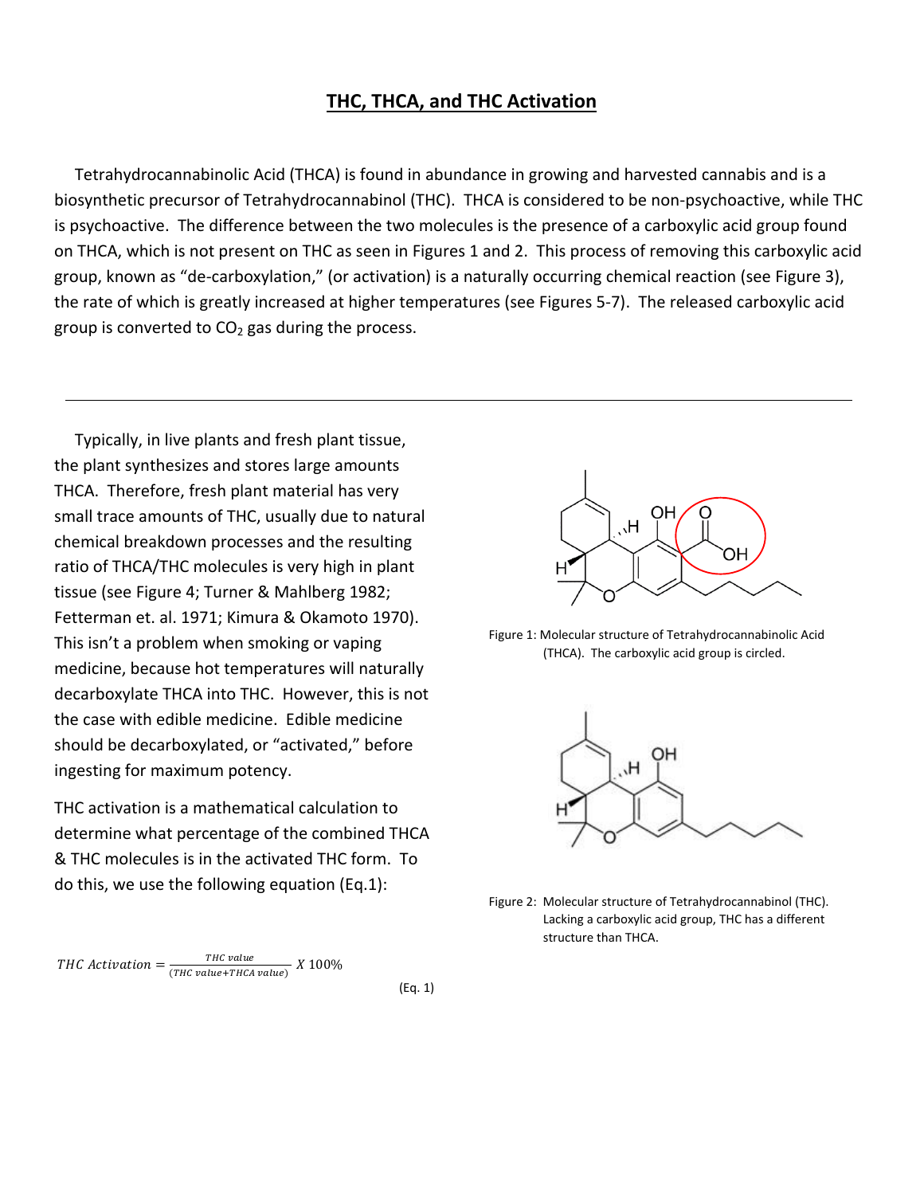# THC, THCA, and THC Activation

Tetrahydrocannabinolic Acid (THCA) is found in abundance in growing and harvested cannabis and is a biosynthetic precursor of Tetrahydrocannabinol (THC). THCA is considered to be non-psychoactive, while THC is psychoactive. The difference between the two molecules is the presence of a carboxylic acid group found on THCA, which is not present on THC as seen in Figures 1 and 2. This process of removing this carboxylic acid group, known as "de-carboxylation," (or activation) is a naturally occurring chemical reaction (see Figure 3), the rate of which is greatly increased at higher temperatures (see Figures 5-7). The released carboxylic acid group is converted to $CO_2$ gas during the process.

---

Typically, in live plants and fresh plant tissue, the plant synthesizes and stores large amounts THCA. Therefore, fresh plant material has very small trace amounts of THC, usually due to natural chemical breakdown processes and the resulting ratio of THCA/THC molecules is very high in plant tissue (see Figure 4; Turner & Mahlberg 1982; Fetterman et. al. 1971; Kimura & Okamoto 1970). This isn't a problem when smoking or vaping medicine, because hot temperatures will naturally decarboxylate THCA into THC. However, this is not the case with edible medicine. Edible medicine should be decarboxylated, or "activated," before ingesting for maximum potency.

THC activation is a mathematical calculation to determine what percentage of the combined THCA & THC molecules is in the activated THC form. To do this, we use the following equation (Eq.1):

$$THC\ Activation = \frac{THC\ value}{(THC\ value + THCA\ value)}\ X\ 100\% \qquad \text{(Eq. 1)}$$

Figure 1: Molecular structure of Tetrahydrocannabinolic Acid (THCA). The carboxylic acid group is circled.

Figure 2: Molecular structure of Tetrahydrocannabinol (THC). Lacking a carboxylic acid group, THC has a different structure than THCA.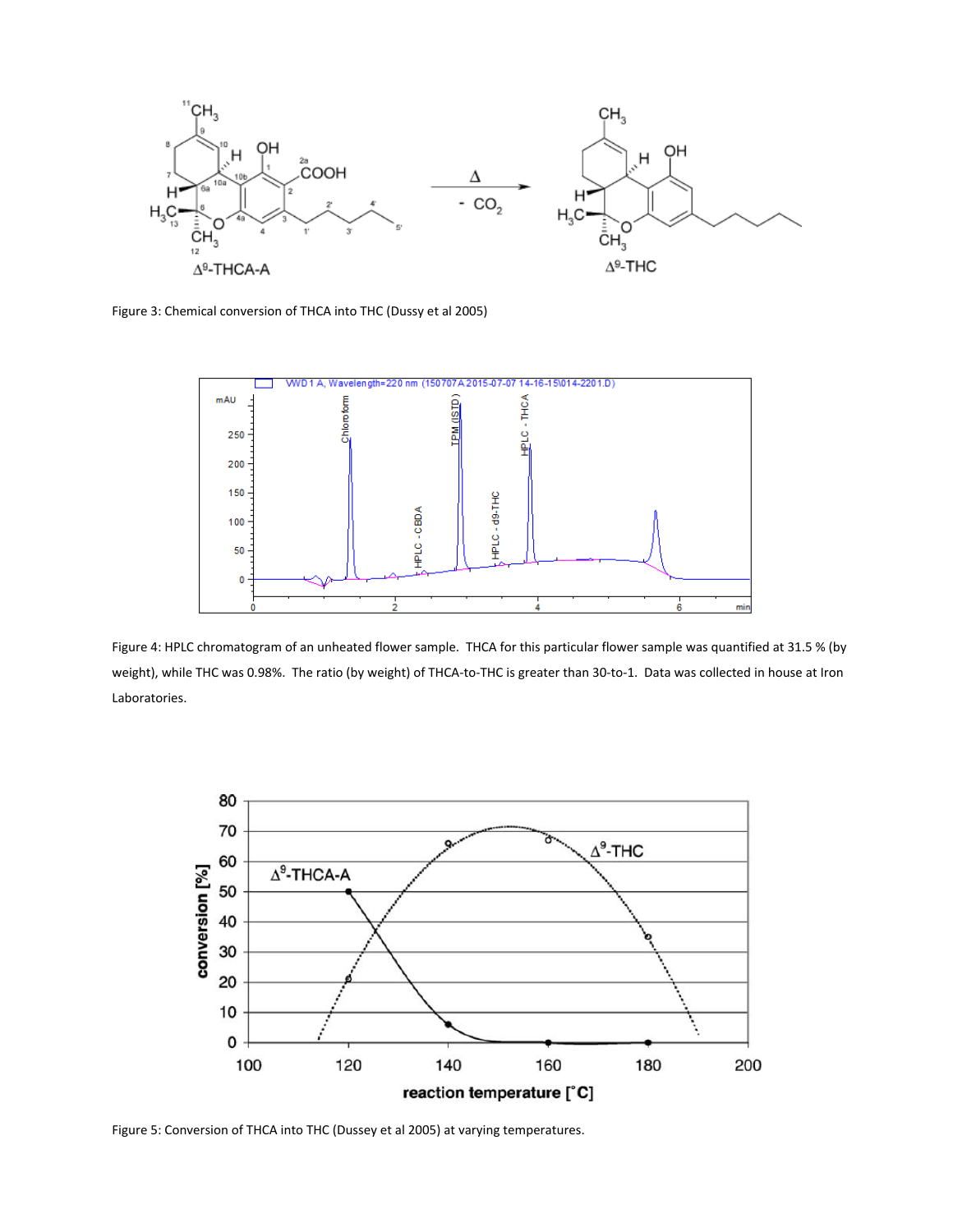Figure 3: Chemical conversion of THCA into THC (Dussy et al 2005)

Figure 4: HPLC chromatogram of an unheated flower sample. THCA for this particular flower sample was quantified at 31.5 % (by weight), while THC was 0.98%. The ratio (by weight) of THCA-to-THC is greater than 30-to-1. Data was collected in house at Iron Laboratories.

Figure 5: Conversion of THCA into THC (Dussey et al 2005) at varying temperatures.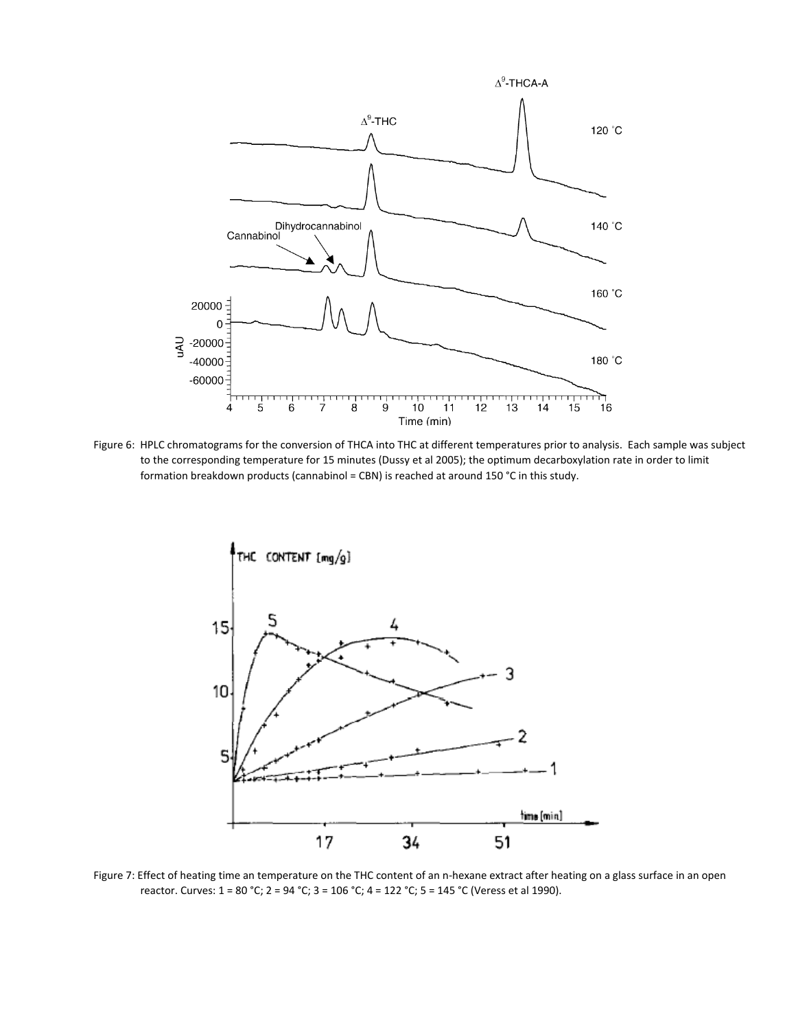Figure 6: HPLC chromatograms for the conversion of THCA into THC at different temperatures prior to analysis. Each sample was subject to the corresponding temperature for 15 minutes (Dussy et al 2005); the optimum decarboxylation rate in order to limit formation breakdown products (cannabinol = CBN) is reached at around 150 °C in this study.

Figure 7: Effect of heating time an temperature on the THC content of an n-hexane extract after heating on a glass surface in an open reactor. Curves: 1 = 80 °C; 2 = 94 °C; 3 = 106 °C; 4 = 122 °C; 5 = 145 °C (Veress et al 1990).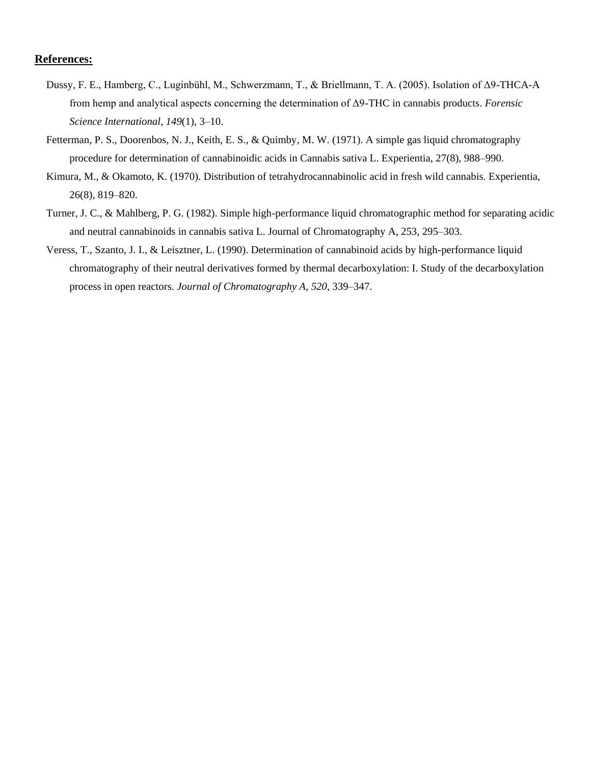**References:**

Dussy, F. E., Hamberg, C., Luginbühl, M., Schwerzmann, T., & Briellmann, T. A. (2005). Isolation of Δ9-THCA-A from hemp and analytical aspects concerning the determination of Δ9-THC in cannabis products. *Forensic Science International*, *149*(1), 3–10.

Fetterman, P. S., Doorenbos, N. J., Keith, E. S., & Quimby, M. W. (1971). A simple gas liquid chromatography procedure for determination of cannabinoidic acids in Cannabis sativa L. Experientia, 27(8), 988–990.

Kimura, M., & Okamoto, K. (1970). Distribution of tetrahydrocannabinolic acid in fresh wild cannabis. Experientia, 26(8), 819–820.

Turner, J. C., & Mahlberg, P. G. (1982). Simple high-performance liquid chromatographic method for separating acidic and neutral cannabinoids in cannabis sativa L. Journal of Chromatography A, 253, 295–303.

Veress, T., Szanto, J. I., & Leisztner, L. (1990). Determination of cannabinoid acids by high-performance liquid chromatography of their neutral derivatives formed by thermal decarboxylation: I. Study of the decarboxylation process in open reactors. *Journal of Chromatography A*, *520*, 339–347.